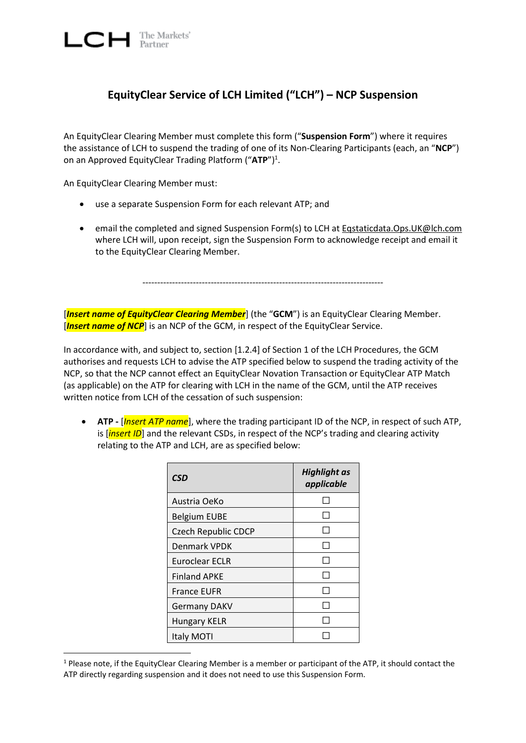# EquityClear Service of LCH Limited ("LCH") – NCP Suspension

An EquityClear Clearing Member must complete this form ("**Suspension Form**") where it requires the assistance of LCH to suspend the trading of one of its Non-Clearing Participants (each, an "**NCP**") on an Approved EquityClear Trading Platform ("**ATP**")[1].

An EquityClear Clearing Member must:

- use a separate Suspension Form for each relevant ATP; and
- email the completed and signed Suspension Form(s) to LCH at Eqstaticdata.Ops.UK@lch.com where LCH will, upon receipt, sign the Suspension Form to acknowledge receipt and email it to the EquityClear Clearing Member.

---

[***Insert name of EquityClear Clearing Member***] (the "**GCM**") is an EquityClear Clearing Member. [***Insert name of NCP***] is an NCP of the GCM, in respect of the EquityClear Service.

In accordance with, and subject to, section [1.2.4] of Section 1 of the LCH Procedures, the GCM authorises and requests LCH to advise the ATP specified below to suspend the trading activity of the NCP, so that the NCP cannot effect an EquityClear Novation Transaction or EquityClear ATP Match (as applicable) on the ATP for clearing with LCH in the name of the GCM, until the ATP receives written notice from LCH of the cessation of such suspension:

- **ATP -** [*Insert ATP name*], where the trading participant ID of the NCP, in respect of such ATP, is [*insert ID*] and the relevant CSDs, in respect of the NCP's trading and clearing activity relating to the ATP and LCH, are as specified below:

| ***CSD*** | ***Highlight as applicable*** |
|---|---|
| Austria OeKo | ☐ |
| Belgium EUBE | ☐ |
| Czech Republic CDCP | ☐ |
| Denmark VPDK | ☐ |
| Euroclear ECLR | ☐ |
| Finland APKE | ☐ |
| France EUFR | ☐ |
| Germany DAKV | ☐ |
| Hungary KELR | ☐ |
| Italy MOTI | ☐ |

[1] Please note, if the EquityClear Clearing Member is a member or participant of the ATP, it should contact the ATP directly regarding suspension and it does not need to use this Suspension Form.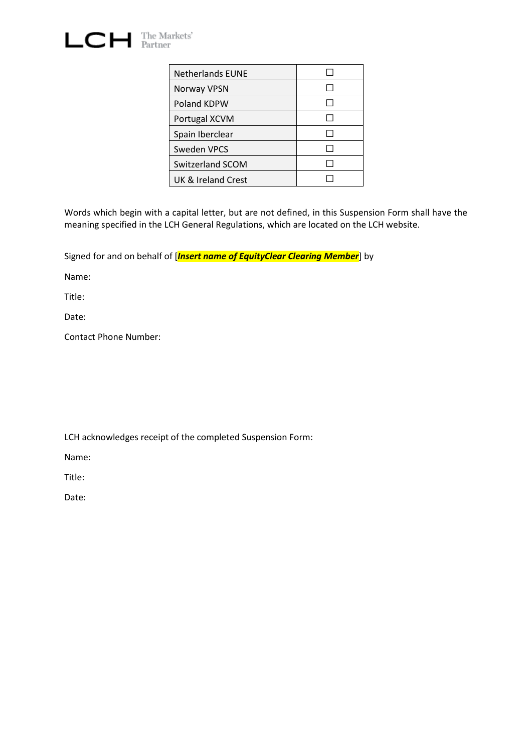| | |
|---|---|
| Netherlands EUNE | ☐ |
| Norway VPSN | ☐ |
| Poland KDPW | ☐ |
| Portugal XCVM | ☐ |
| Spain Iberclear | ☐ |
| Sweden VPCS | ☐ |
| Switzerland SCOM | ☐ |
| UK & Ireland Crest | ☐ |

Words which begin with a capital letter, but are not defined, in this Suspension Form shall have the meaning specified in the LCH General Regulations, which are located on the LCH website.

Signed for and on behalf of [***Insert name of EquityClear Clearing Member***] by

Name:

Title:

Date:

Contact Phone Number:

LCH acknowledges receipt of the completed Suspension Form:

Name:

Title:

Date: